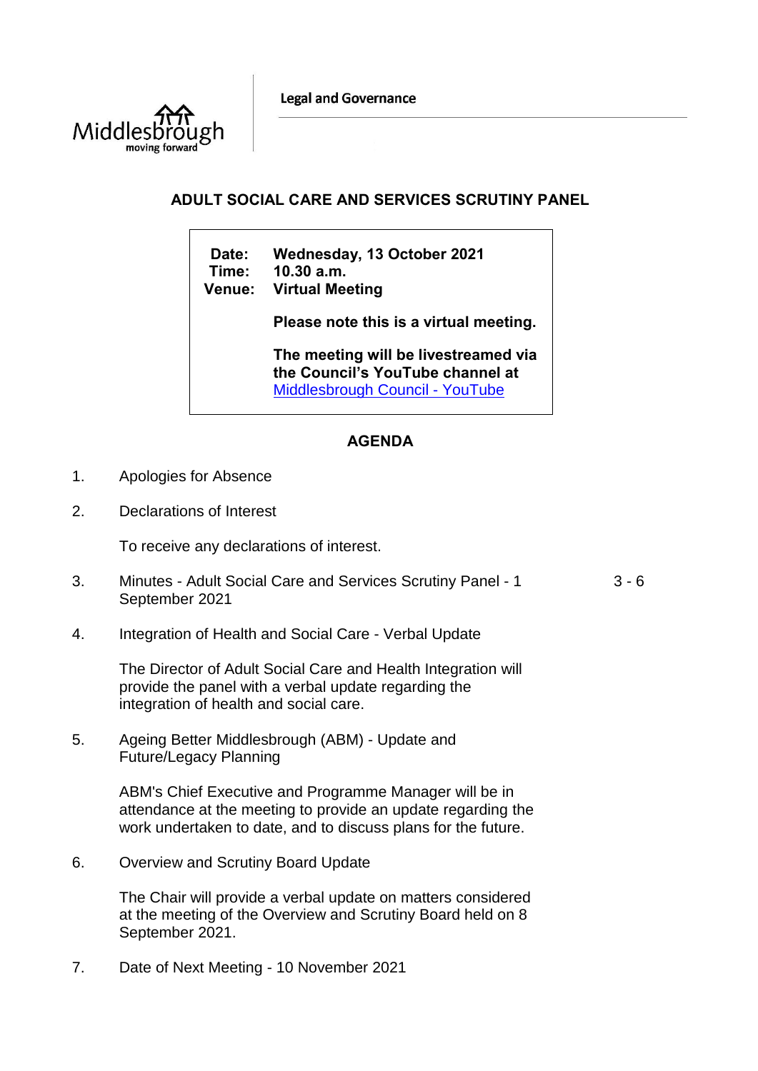Middlesbrough
moving forward

**Legal and Governance**

# ADULT SOCIAL CARE AND SERVICES SCRUTINY PANEL

**Date:** Wednesday, 13 October 2021
**Time:** 10.30 a.m.
**Venue:** Virtual Meeting

**Please note this is a virtual meeting.**

**The meeting will be livestreamed via the Council's YouTube channel at** [Middlesbrough Council - YouTube]

## AGENDA

1. Apologies for Absence

2. Declarations of Interest

   To receive any declarations of interest.

3. Minutes - Adult Social Care and Services Scrutiny Panel - 1 September 2021 — 3 - 6

4. Integration of Health and Social Care - Verbal Update

   The Director of Adult Social Care and Health Integration will provide the panel with a verbal update regarding the integration of health and social care.

5. Ageing Better Middlesbrough (ABM) - Update and Future/Legacy Planning

   ABM's Chief Executive and Programme Manager will be in attendance at the meeting to provide an update regarding the work undertaken to date, and to discuss plans for the future.

6. Overview and Scrutiny Board Update

   The Chair will provide a verbal update on matters considered at the meeting of the Overview and Scrutiny Board held on 8 September 2021.

7. Date of Next Meeting - 10 November 2021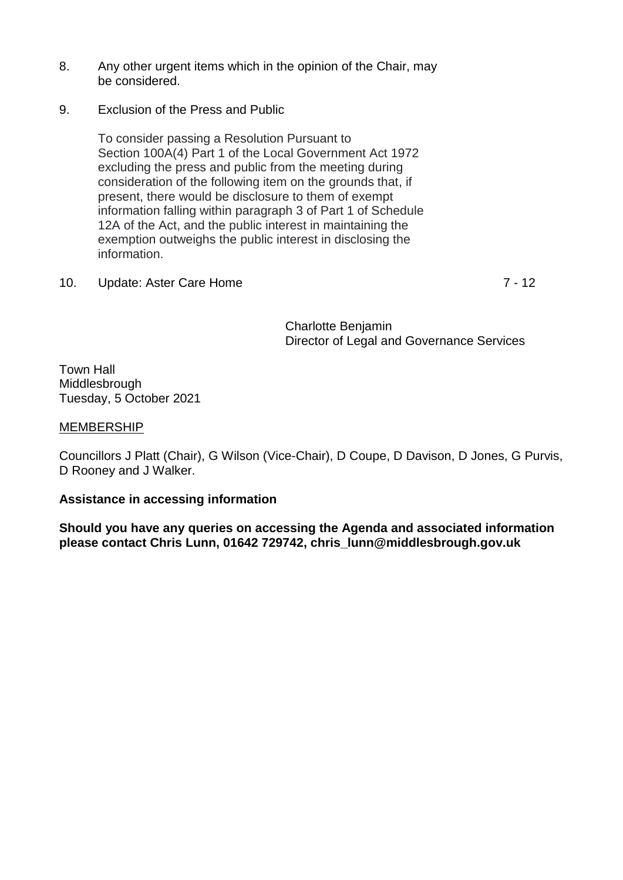8. Any other urgent items which in the opinion of the Chair, may be considered.

9. Exclusion of the Press and Public

   To consider passing a Resolution Pursuant to Section 100A(4) Part 1 of the Local Government Act 1972 excluding the press and public from the meeting during consideration of the following item on the grounds that, if present, there would be disclosure to them of exempt information falling within paragraph 3 of Part 1 of Schedule 12A of the Act, and the public interest in maintaining the exemption outweighs the public interest in disclosing the information.

10. Update: Aster Care Home — 7 - 12

Charlotte Benjamin
Director of Legal and Governance Services

Town Hall
Middlesbrough
Tuesday, 5 October 2021

MEMBERSHIP

Councillors J Platt (Chair), G Wilson (Vice-Chair), D Coupe, D Davison, D Jones, G Purvis, D Rooney and J Walker.

**Assistance in accessing information**

**Should you have any queries on accessing the Agenda and associated information please contact Chris Lunn, 01642 729742, chris_lunn@middlesbrough.gov.uk**